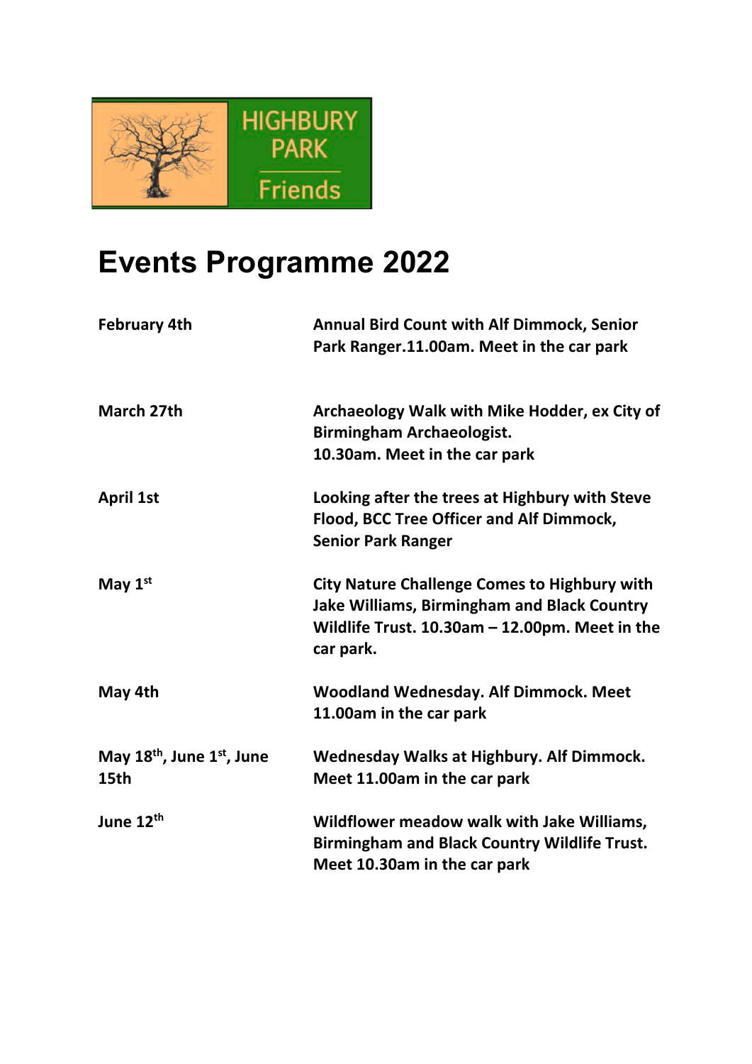HIGHBURY PARK Friends

# Events Programme 2022

| | |
|---|---|
| **February 4th** | **Annual Bird Count with Alf Dimmock, Senior Park Ranger.11.00am. Meet in the car park** |
| **March 27th** | **Archaeology Walk with Mike Hodder, ex City of Birmingham Archaeologist. 10.30am. Meet in the car park** |
| **April 1st** | **Looking after the trees at Highbury with Steve Flood, BCC Tree Officer and Alf Dimmock, Senior Park Ranger** |
| **May 1st** | **City Nature Challenge Comes to Highbury with Jake Williams, Birmingham and Black Country Wildlife Trust. 10.30am – 12.00pm. Meet in the car park.** |
| **May 4th** | **Woodland Wednesday. Alf Dimmock. Meet 11.00am in the car park** |
| **May 18th, June 1st, June 15th** | **Wednesday Walks at Highbury. Alf Dimmock. Meet 11.00am in the car park** |
| **June 12th** | **Wildflower meadow walk with Jake Williams, Birmingham and Black Country Wildlife Trust. Meet 10.30am in the car park** |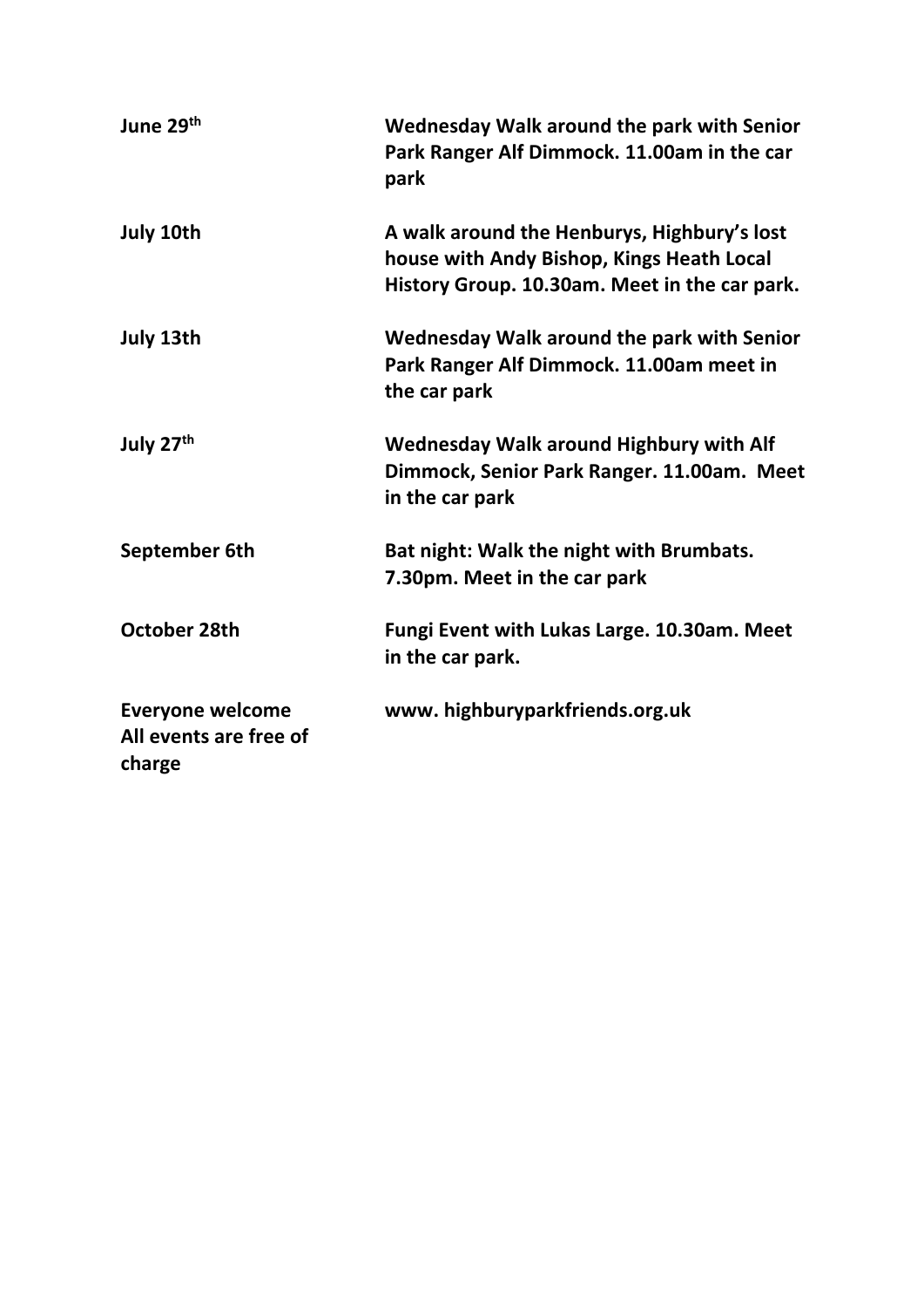| | |
|---|---|
| **June 29th** | **Wednesday Walk around the park with Senior Park Ranger Alf Dimmock. 11.00am in the car park** |
| **July 10th** | **A walk around the Henburys, Highbury's lost house with Andy Bishop, Kings Heath Local History Group. 10.30am. Meet in the car park.** |
| **July 13th** | **Wednesday Walk around the park with Senior Park Ranger Alf Dimmock. 11.00am meet in the car park** |
| **July 27th** | **Wednesday Walk around Highbury with Alf Dimmock, Senior Park Ranger. 11.00am. Meet in the car park** |
| **September 6th** | **Bat night: Walk the night with Brumbats. 7.30pm. Meet in the car park** |
| **October 28th** | **Fungi Event with Lukas Large. 10.30am. Meet in the car park.** |
| **Everyone welcome All events are free of charge** | **www. highburyparkfriends.org.uk** |